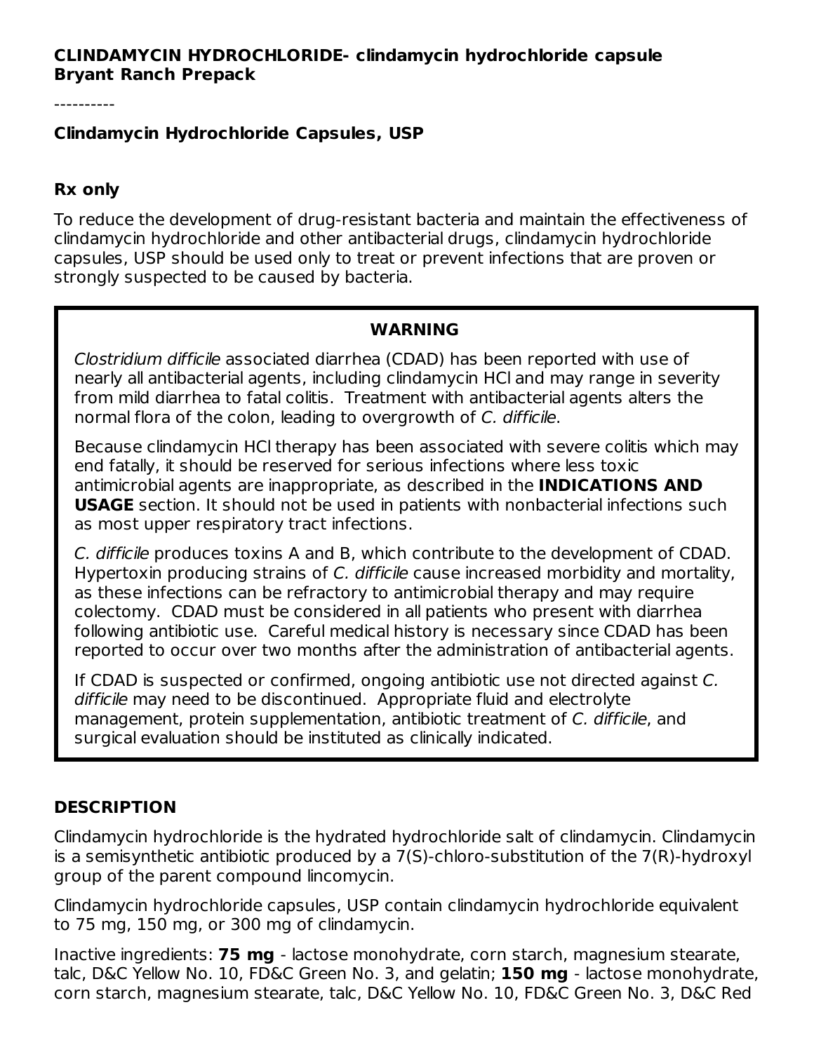**CLINDAMYCIN HYDROCHLORIDE- clindamycin hydrochloride capsule**
**Bryant Ranch Prepack**

----------

**Clindamycin Hydrochloride Capsules, USP**

**Rx only**

To reduce the development of drug-resistant bacteria and maintain the effectiveness of clindamycin hydrochloride and other antibacterial drugs, clindamycin hydrochloride capsules, USP should be used only to treat or prevent infections that are proven or strongly suspected to be caused by bacteria.

**WARNING**

*Clostridium difficile* associated diarrhea (CDAD) has been reported with use of nearly all antibacterial agents, including clindamycin HCl and may range in severity from mild diarrhea to fatal colitis. Treatment with antibacterial agents alters the normal flora of the colon, leading to overgrowth of *C. difficile*.

Because clindamycin HCl therapy has been associated with severe colitis which may end fatally, it should be reserved for serious infections where less toxic antimicrobial agents are inappropriate, as described in the **INDICATIONS AND USAGE** section. It should not be used in patients with nonbacterial infections such as most upper respiratory tract infections.

*C. difficile* produces toxins A and B, which contribute to the development of CDAD. Hypertoxin producing strains of *C. difficile* cause increased morbidity and mortality, as these infections can be refractory to antimicrobial therapy and may require colectomy. CDAD must be considered in all patients who present with diarrhea following antibiotic use. Careful medical history is necessary since CDAD has been reported to occur over two months after the administration of antibacterial agents.

If CDAD is suspected or confirmed, ongoing antibiotic use not directed against *C. difficile* may need to be discontinued. Appropriate fluid and electrolyte management, protein supplementation, antibiotic treatment of *C. difficile*, and surgical evaluation should be instituted as clinically indicated.

## DESCRIPTION

Clindamycin hydrochloride is the hydrated hydrochloride salt of clindamycin. Clindamycin is a semisynthetic antibiotic produced by a 7(S)-chloro-substitution of the 7(R)-hydroxyl group of the parent compound lincomycin.

Clindamycin hydrochloride capsules, USP contain clindamycin hydrochloride equivalent to 75 mg, 150 mg, or 300 mg of clindamycin.

Inactive ingredients: **75 mg** - lactose monohydrate, corn starch, magnesium stearate, talc, D&C Yellow No. 10, FD&C Green No. 3, and gelatin; **150 mg** - lactose monohydrate, corn starch, magnesium stearate, talc, D&C Yellow No. 10, FD&C Green No. 3, D&C Red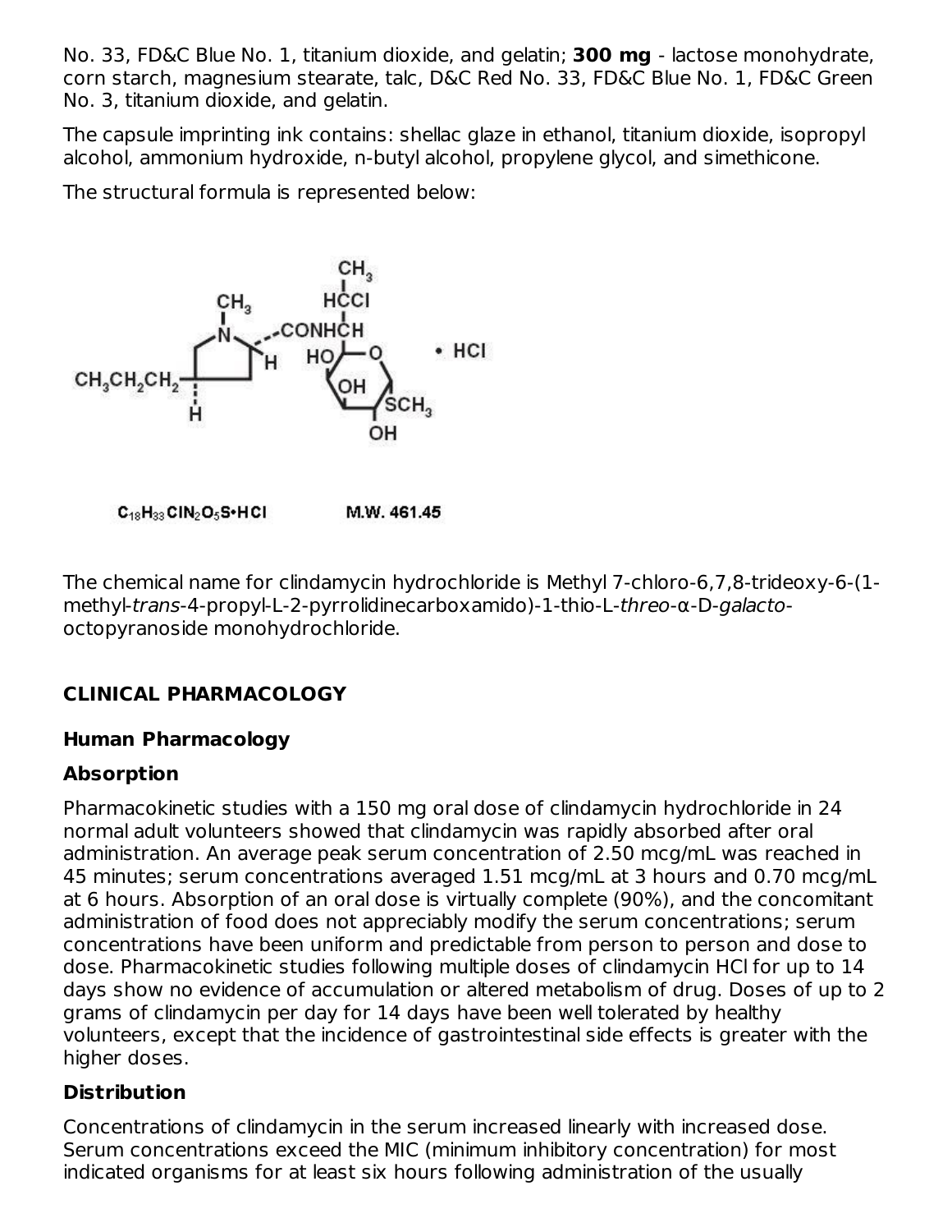No. 33, FD&C Blue No. 1, titanium dioxide, and gelatin; **300 mg** - lactose monohydrate, corn starch, magnesium stearate, talc, D&C Red No. 33, FD&C Blue No. 1, FD&C Green No. 3, titanium dioxide, and gelatin.

The capsule imprinting ink contains: shellac glaze in ethanol, titanium dioxide, isopropyl alcohol, ammonium hydroxide, n-butyl alcohol, propylene glycol, and simethicone.

The structural formula is represented below:

$C_{18}H_{33}ClN_2O_5S \cdot HCl$     M.W. 461.45

The chemical name for clindamycin hydrochloride is Methyl 7-chloro-6,7,8-trideoxy-6-(1-methyl-*trans*-4-propyl-L-2-pyrrolidinecarboxamido)-1-thio-L-*threo*-α-D-*galacto*-octopyranoside monohydrochloride.

## CLINICAL PHARMACOLOGY

### Human Pharmacology

### Absorption

Pharmacokinetic studies with a 150 mg oral dose of clindamycin hydrochloride in 24 normal adult volunteers showed that clindamycin was rapidly absorbed after oral administration. An average peak serum concentration of 2.50 mcg/mL was reached in 45 minutes; serum concentrations averaged 1.51 mcg/mL at 3 hours and 0.70 mcg/mL at 6 hours. Absorption of an oral dose is virtually complete (90%), and the concomitant administration of food does not appreciably modify the serum concentrations; serum concentrations have been uniform and predictable from person to person and dose to dose. Pharmacokinetic studies following multiple doses of clindamycin HCl for up to 14 days show no evidence of accumulation or altered metabolism of drug. Doses of up to 2 grams of clindamycin per day for 14 days have been well tolerated by healthy volunteers, except that the incidence of gastrointestinal side effects is greater with the higher doses.

### Distribution

Concentrations of clindamycin in the serum increased linearly with increased dose. Serum concentrations exceed the MIC (minimum inhibitory concentration) for most indicated organisms for at least six hours following administration of the usually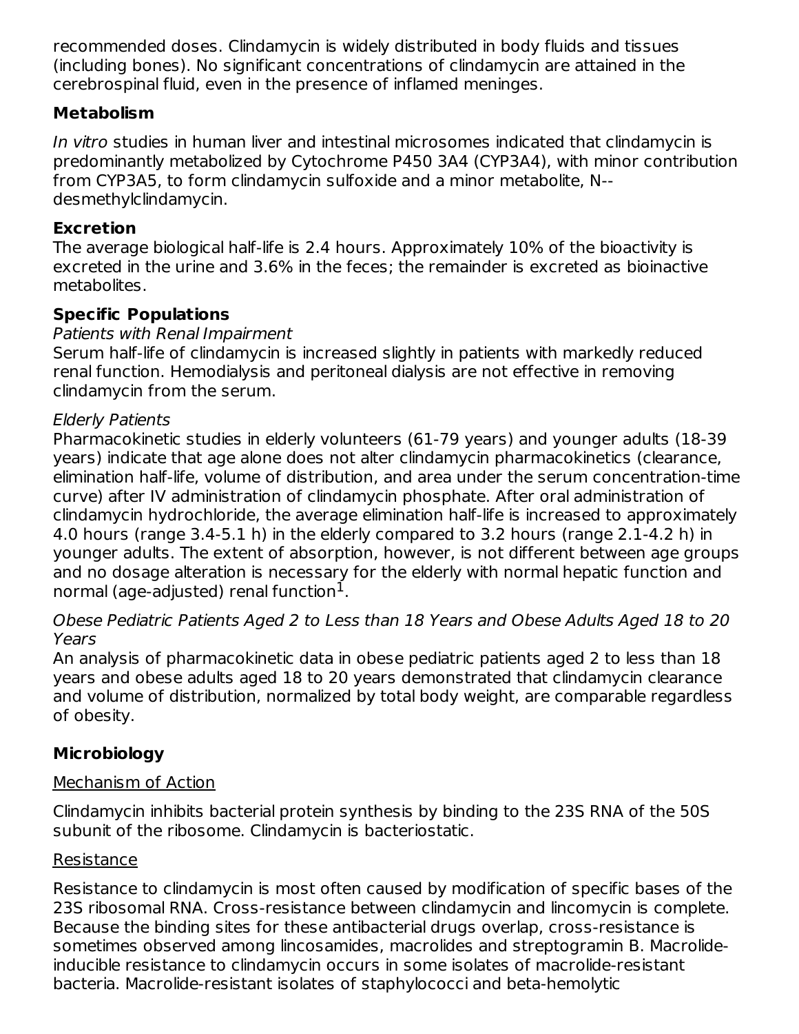recommended doses. Clindamycin is widely distributed in body fluids and tissues (including bones). No significant concentrations of clindamycin are attained in the cerebrospinal fluid, even in the presence of inflamed meninges.

### Metabolism

*In vitro* studies in human liver and intestinal microsomes indicated that clindamycin is predominantly metabolized by Cytochrome P450 3A4 (CYP3A4), with minor contribution from CYP3A5, to form clindamycin sulfoxide and a minor metabolite, N--desmethylclindamycin.

### Excretion

The average biological half-life is 2.4 hours. Approximately 10% of the bioactivity is excreted in the urine and 3.6% in the feces; the remainder is excreted as bioinactive metabolites.

### Specific Populations

*Patients with Renal Impairment*

Serum half-life of clindamycin is increased slightly in patients with markedly reduced renal function. Hemodialysis and peritoneal dialysis are not effective in removing clindamycin from the serum.

*Elderly Patients*

Pharmacokinetic studies in elderly volunteers (61-79 years) and younger adults (18-39 years) indicate that age alone does not alter clindamycin pharmacokinetics (clearance, elimination half-life, volume of distribution, and area under the serum concentration-time curve) after IV administration of clindamycin phosphate. After oral administration of clindamycin hydrochloride, the average elimination half-life is increased to approximately 4.0 hours (range 3.4-5.1 h) in the elderly compared to 3.2 hours (range 2.1-4.2 h) in younger adults. The extent of absorption, however, is not different between age groups and no dosage alteration is necessary for the elderly with normal hepatic function and normal (age-adjusted) renal function[1].

*Obese Pediatric Patients Aged 2 to Less than 18 Years and Obese Adults Aged 18 to 20 Years*

An analysis of pharmacokinetic data in obese pediatric patients aged 2 to less than 18 years and obese adults aged 18 to 20 years demonstrated that clindamycin clearance and volume of distribution, normalized by total body weight, are comparable regardless of obesity.

### Microbiology

Mechanism of Action

Clindamycin inhibits bacterial protein synthesis by binding to the 23S RNA of the 50S subunit of the ribosome. Clindamycin is bacteriostatic.

Resistance

Resistance to clindamycin is most often caused by modification of specific bases of the 23S ribosomal RNA. Cross-resistance between clindamycin and lincomycin is complete. Because the binding sites for these antibacterial drugs overlap, cross-resistance is sometimes observed among lincosamides, macrolides and streptogramin B. Macrolide-inducible resistance to clindamycin occurs in some isolates of macrolide-resistant bacteria. Macrolide-resistant isolates of staphylococci and beta-hemolytic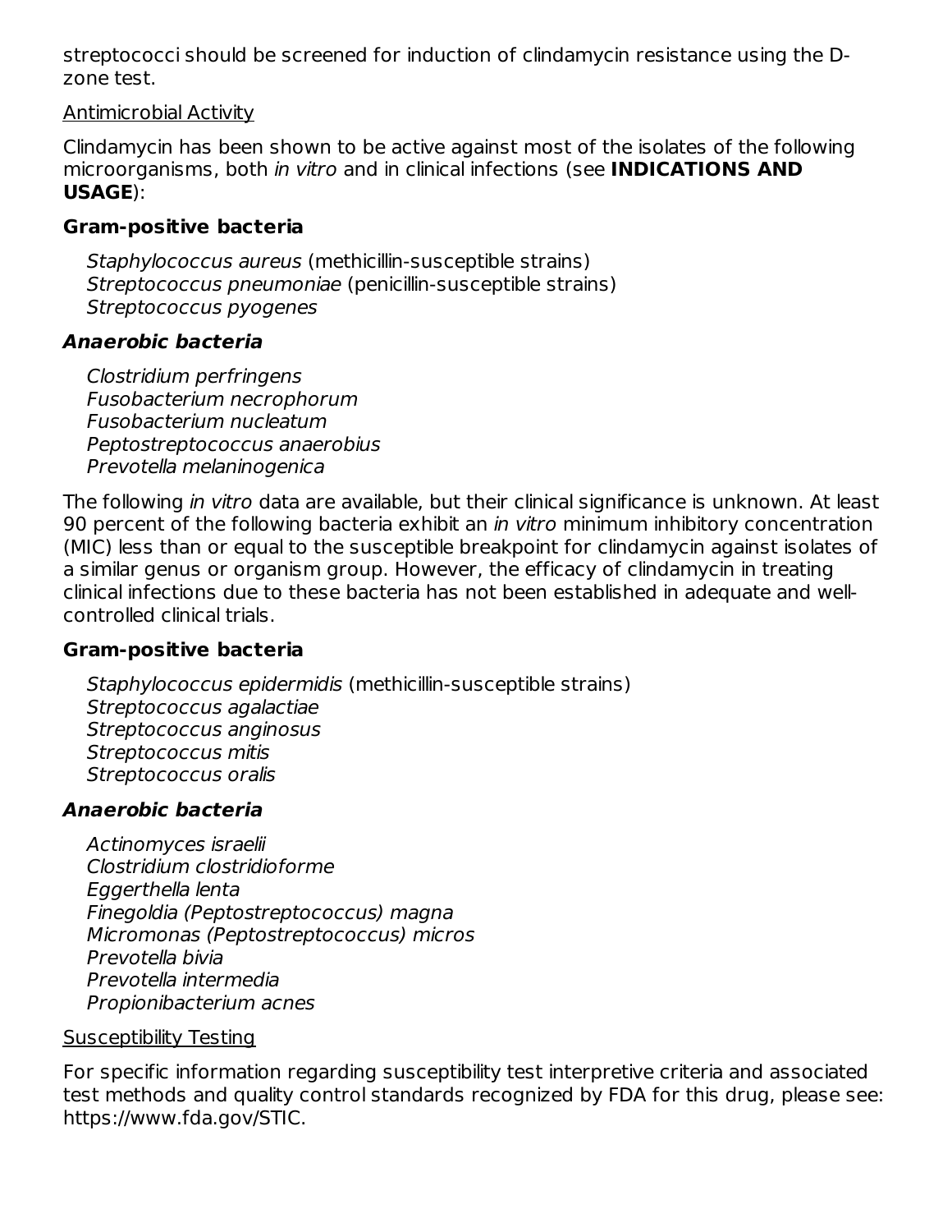streptococci should be screened for induction of clindamycin resistance using the D-zone test.

Antimicrobial Activity

Clindamycin has been shown to be active against most of the isolates of the following microorganisms, both *in vitro* and in clinical infections (see **INDICATIONS AND USAGE**):

**Gram-positive bacteria**

*Staphylococcus aureus* (methicillin-susceptible strains)
*Streptococcus pneumoniae* (penicillin-susceptible strains)
*Streptococcus pyogenes*

***Anaerobic bacteria***

*Clostridium perfringens*
*Fusobacterium necrophorum*
*Fusobacterium nucleatum*
*Peptostreptococcus anaerobius*
*Prevotella melaninogenica*

The following *in vitro* data are available, but their clinical significance is unknown. At least 90 percent of the following bacteria exhibit an *in vitro* minimum inhibitory concentration (MIC) less than or equal to the susceptible breakpoint for clindamycin against isolates of a similar genus or organism group. However, the efficacy of clindamycin in treating clinical infections due to these bacteria has not been established in adequate and well-controlled clinical trials.

**Gram-positive bacteria**

*Staphylococcus epidermidis* (methicillin-susceptible strains)
*Streptococcus agalactiae*
*Streptococcus anginosus*
*Streptococcus mitis*
*Streptococcus oralis*

***Anaerobic bacteria***

*Actinomyces israelii*
*Clostridium clostridioforme*
*Eggerthella lenta*
*Finegoldia (Peptostreptococcus) magna*
*Micromonas (Peptostreptococcus) micros*
*Prevotella bivia*
*Prevotella intermedia*
*Propionibacterium acnes*

Susceptibility Testing

For specific information regarding susceptibility test interpretive criteria and associated test methods and quality control standards recognized by FDA for this drug, please see: https://www.fda.gov/STIC.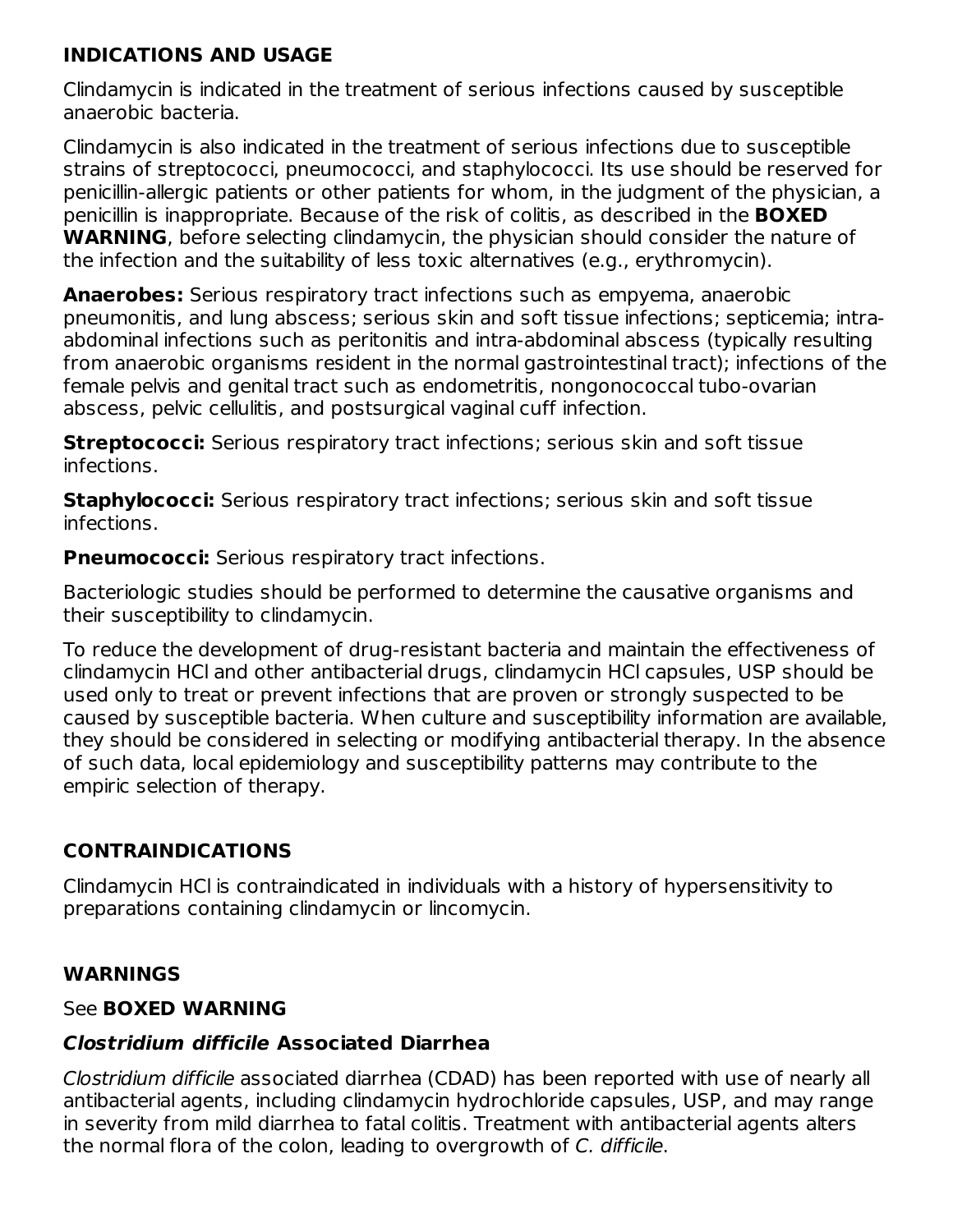## INDICATIONS AND USAGE

Clindamycin is indicated in the treatment of serious infections caused by susceptible anaerobic bacteria.

Clindamycin is also indicated in the treatment of serious infections due to susceptible strains of streptococci, pneumococci, and staphylococci. Its use should be reserved for penicillin-allergic patients or other patients for whom, in the judgment of the physician, a penicillin is inappropriate. Because of the risk of colitis, as described in the **BOXED WARNING**, before selecting clindamycin, the physician should consider the nature of the infection and the suitability of less toxic alternatives (e.g., erythromycin).

**Anaerobes:** Serious respiratory tract infections such as empyema, anaerobic pneumonitis, and lung abscess; serious skin and soft tissue infections; septicemia; intra-abdominal infections such as peritonitis and intra-abdominal abscess (typically resulting from anaerobic organisms resident in the normal gastrointestinal tract); infections of the female pelvis and genital tract such as endometritis, nongonococcal tubo-ovarian abscess, pelvic cellulitis, and postsurgical vaginal cuff infection.

**Streptococci:** Serious respiratory tract infections; serious skin and soft tissue infections.

**Staphylococci:** Serious respiratory tract infections; serious skin and soft tissue infections.

**Pneumococci:** Serious respiratory tract infections.

Bacteriologic studies should be performed to determine the causative organisms and their susceptibility to clindamycin.

To reduce the development of drug-resistant bacteria and maintain the effectiveness of clindamycin HCl and other antibacterial drugs, clindamycin HCl capsules, USP should be used only to treat or prevent infections that are proven or strongly suspected to be caused by susceptible bacteria. When culture and susceptibility information are available, they should be considered in selecting or modifying antibacterial therapy. In the absence of such data, local epidemiology and susceptibility patterns may contribute to the empiric selection of therapy.

## CONTRAINDICATIONS

Clindamycin HCl is contraindicated in individuals with a history of hypersensitivity to preparations containing clindamycin or lincomycin.

## WARNINGS

See **BOXED WARNING**

### *Clostridium difficile* Associated Diarrhea

*Clostridium difficile* associated diarrhea (CDAD) has been reported with use of nearly all antibacterial agents, including clindamycin hydrochloride capsules, USP, and may range in severity from mild diarrhea to fatal colitis. Treatment with antibacterial agents alters the normal flora of the colon, leading to overgrowth of *C. difficile*.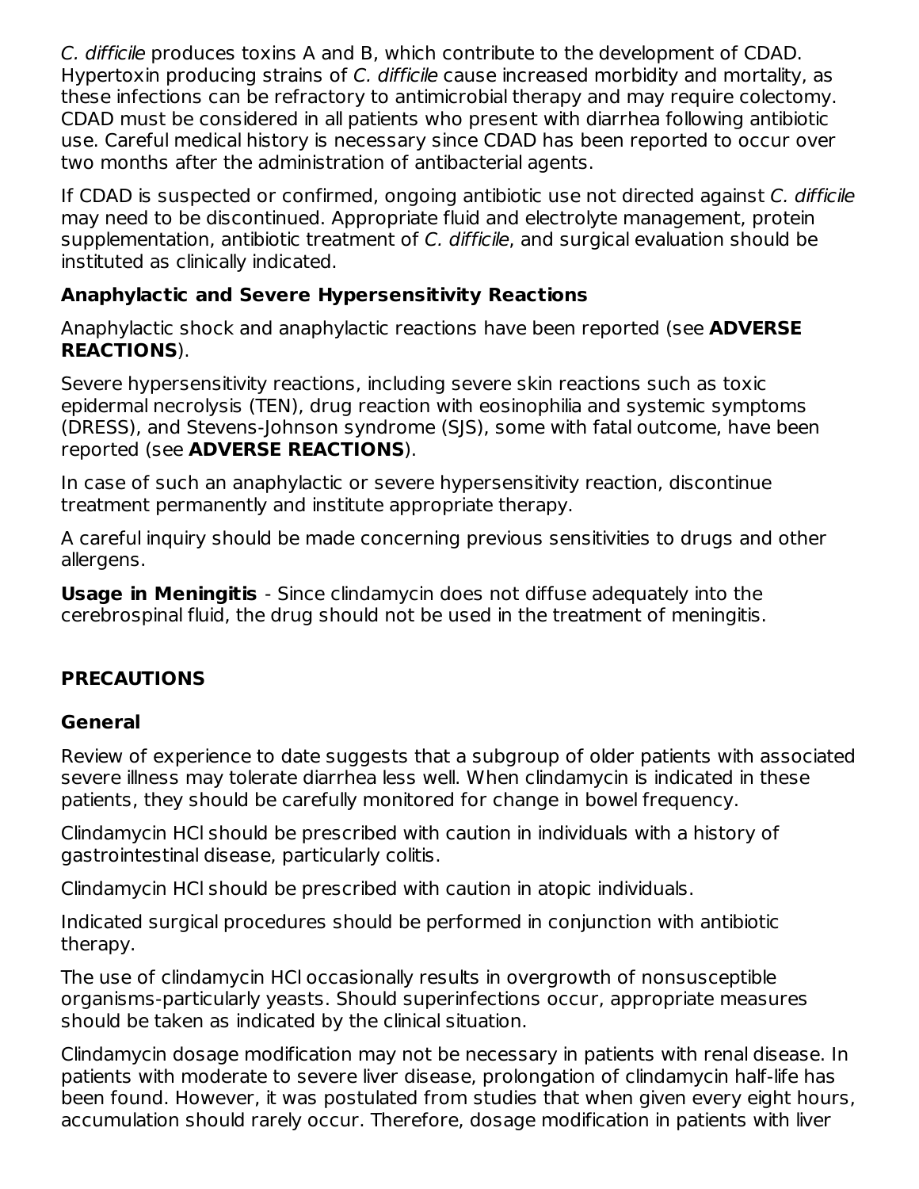*C. difficile* produces toxins A and B, which contribute to the development of CDAD. Hypertoxin producing strains of *C. difficile* cause increased morbidity and mortality, as these infections can be refractory to antimicrobial therapy and may require colectomy. CDAD must be considered in all patients who present with diarrhea following antibiotic use. Careful medical history is necessary since CDAD has been reported to occur over two months after the administration of antibacterial agents.

If CDAD is suspected or confirmed, ongoing antibiotic use not directed against *C. difficile* may need to be discontinued. Appropriate fluid and electrolyte management, protein supplementation, antibiotic treatment of *C. difficile*, and surgical evaluation should be instituted as clinically indicated.

### Anaphylactic and Severe Hypersensitivity Reactions

Anaphylactic shock and anaphylactic reactions have been reported (see **ADVERSE REACTIONS**).

Severe hypersensitivity reactions, including severe skin reactions such as toxic epidermal necrolysis (TEN), drug reaction with eosinophilia and systemic symptoms (DRESS), and Stevens-Johnson syndrome (SJS), some with fatal outcome, have been reported (see **ADVERSE REACTIONS**).

In case of such an anaphylactic or severe hypersensitivity reaction, discontinue treatment permanently and institute appropriate therapy.

A careful inquiry should be made concerning previous sensitivities to drugs and other allergens.

**Usage in Meningitis** - Since clindamycin does not diffuse adequately into the cerebrospinal fluid, the drug should not be used in the treatment of meningitis.

## PRECAUTIONS

### General

Review of experience to date suggests that a subgroup of older patients with associated severe illness may tolerate diarrhea less well. When clindamycin is indicated in these patients, they should be carefully monitored for change in bowel frequency.

Clindamycin HCl should be prescribed with caution in individuals with a history of gastrointestinal disease, particularly colitis.

Clindamycin HCl should be prescribed with caution in atopic individuals.

Indicated surgical procedures should be performed in conjunction with antibiotic therapy.

The use of clindamycin HCl occasionally results in overgrowth of nonsusceptible organisms-particularly yeasts. Should superinfections occur, appropriate measures should be taken as indicated by the clinical situation.

Clindamycin dosage modification may not be necessary in patients with renal disease. In patients with moderate to severe liver disease, prolongation of clindamycin half-life has been found. However, it was postulated from studies that when given every eight hours, accumulation should rarely occur. Therefore, dosage modification in patients with liver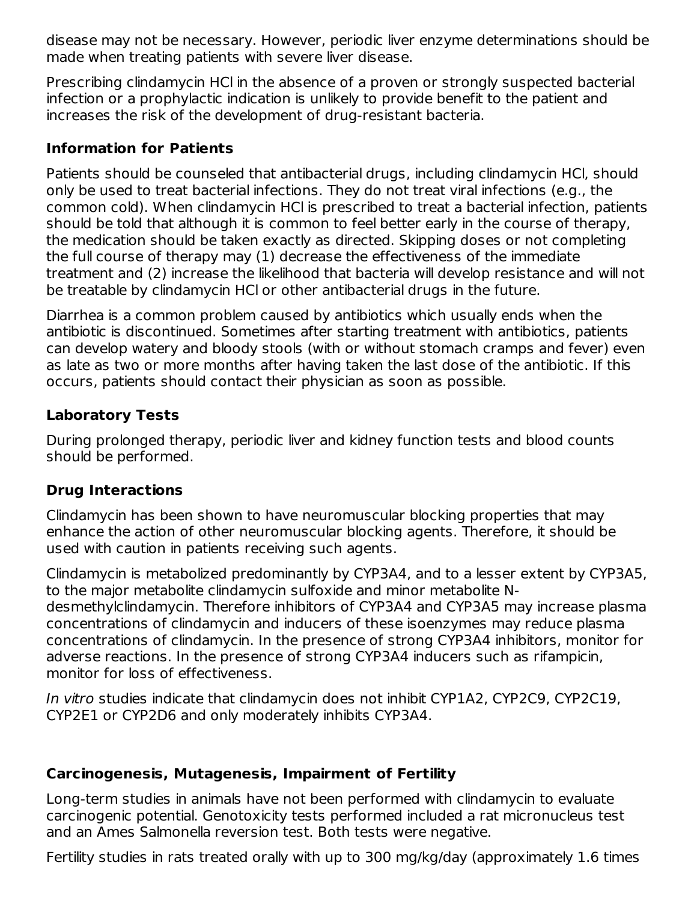disease may not be necessary. However, periodic liver enzyme determinations should be made when treating patients with severe liver disease.

Prescribing clindamycin HCl in the absence of a proven or strongly suspected bacterial infection or a prophylactic indication is unlikely to provide benefit to the patient and increases the risk of the development of drug-resistant bacteria.

### Information for Patients

Patients should be counseled that antibacterial drugs, including clindamycin HCl, should only be used to treat bacterial infections. They do not treat viral infections (e.g., the common cold). When clindamycin HCl is prescribed to treat a bacterial infection, patients should be told that although it is common to feel better early in the course of therapy, the medication should be taken exactly as directed. Skipping doses or not completing the full course of therapy may (1) decrease the effectiveness of the immediate treatment and (2) increase the likelihood that bacteria will develop resistance and will not be treatable by clindamycin HCl or other antibacterial drugs in the future.

Diarrhea is a common problem caused by antibiotics which usually ends when the antibiotic is discontinued. Sometimes after starting treatment with antibiotics, patients can develop watery and bloody stools (with or without stomach cramps and fever) even as late as two or more months after having taken the last dose of the antibiotic. If this occurs, patients should contact their physician as soon as possible.

### Laboratory Tests

During prolonged therapy, periodic liver and kidney function tests and blood counts should be performed.

### Drug Interactions

Clindamycin has been shown to have neuromuscular blocking properties that may enhance the action of other neuromuscular blocking agents. Therefore, it should be used with caution in patients receiving such agents.

Clindamycin is metabolized predominantly by CYP3A4, and to a lesser extent by CYP3A5, to the major metabolite clindamycin sulfoxide and minor metabolite N-desmethylclindamycin. Therefore inhibitors of CYP3A4 and CYP3A5 may increase plasma concentrations of clindamycin and inducers of these isoenzymes may reduce plasma concentrations of clindamycin. In the presence of strong CYP3A4 inhibitors, monitor for adverse reactions. In the presence of strong CYP3A4 inducers such as rifampicin, monitor for loss of effectiveness.

*In vitro* studies indicate that clindamycin does not inhibit CYP1A2, CYP2C9, CYP2C19, CYP2E1 or CYP2D6 and only moderately inhibits CYP3A4.

### Carcinogenesis, Mutagenesis, Impairment of Fertility

Long-term studies in animals have not been performed with clindamycin to evaluate carcinogenic potential. Genotoxicity tests performed included a rat micronucleus test and an Ames Salmonella reversion test. Both tests were negative.

Fertility studies in rats treated orally with up to 300 mg/kg/day (approximately 1.6 times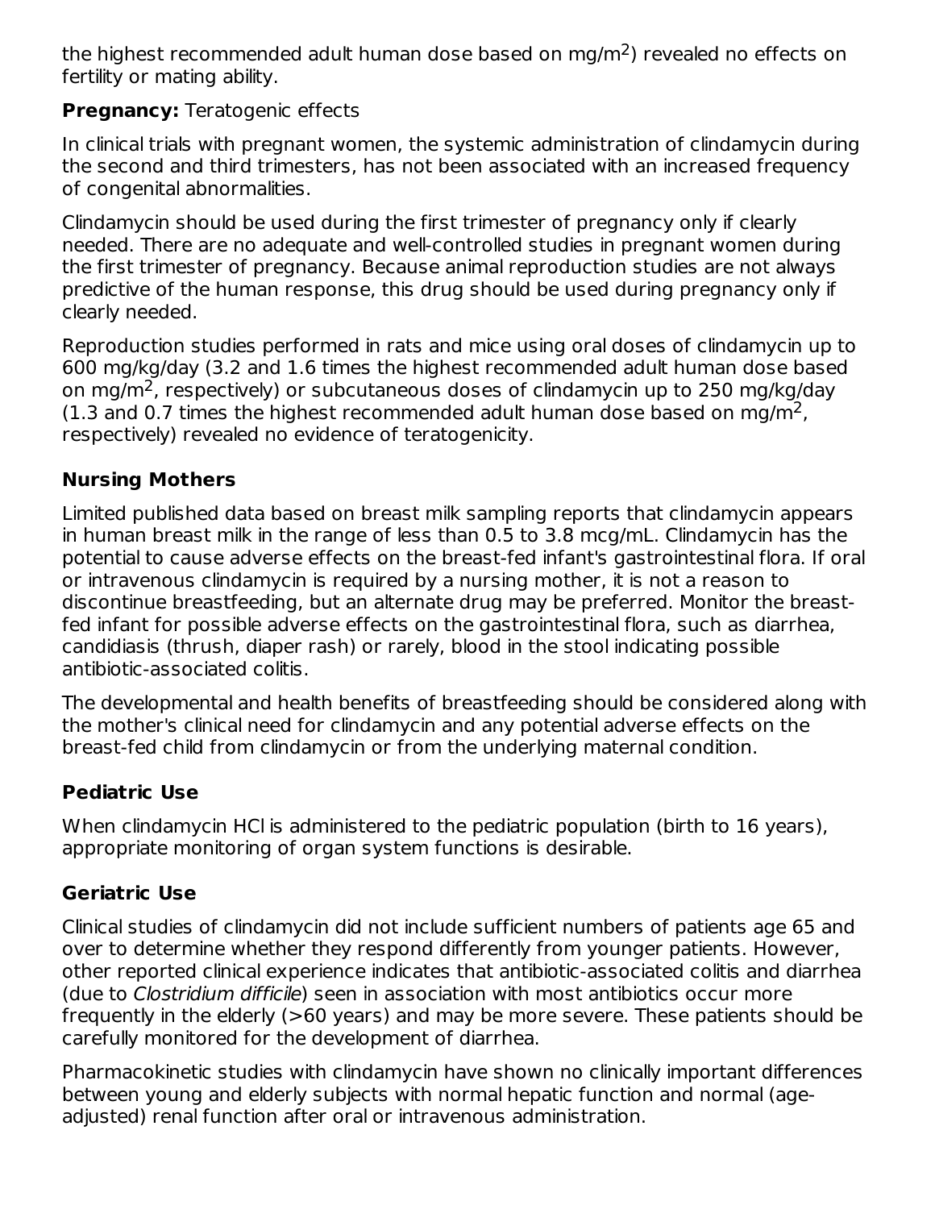the highest recommended adult human dose based on $mg/m^2$) revealed no effects on fertility or mating ability.

**Pregnancy:** Teratogenic effects

In clinical trials with pregnant women, the systemic administration of clindamycin during the second and third trimesters, has not been associated with an increased frequency of congenital abnormalities.

Clindamycin should be used during the first trimester of pregnancy only if clearly needed. There are no adequate and well-controlled studies in pregnant women during the first trimester of pregnancy. Because animal reproduction studies are not always predictive of the human response, this drug should be used during pregnancy only if clearly needed.

Reproduction studies performed in rats and mice using oral doses of clindamycin up to 600 mg/kg/day (3.2 and 1.6 times the highest recommended adult human dose based on $mg/m^2$, respectively) or subcutaneous doses of clindamycin up to 250 mg/kg/day (1.3 and 0.7 times the highest recommended adult human dose based on $mg/m^2$, respectively) revealed no evidence of teratogenicity.

## Nursing Mothers

Limited published data based on breast milk sampling reports that clindamycin appears in human breast milk in the range of less than 0.5 to 3.8 mcg/mL. Clindamycin has the potential to cause adverse effects on the breast-fed infant's gastrointestinal flora. If oral or intravenous clindamycin is required by a nursing mother, it is not a reason to discontinue breastfeeding, but an alternate drug may be preferred. Monitor the breast-fed infant for possible adverse effects on the gastrointestinal flora, such as diarrhea, candidiasis (thrush, diaper rash) or rarely, blood in the stool indicating possible antibiotic-associated colitis.

The developmental and health benefits of breastfeeding should be considered along with the mother's clinical need for clindamycin and any potential adverse effects on the breast-fed child from clindamycin or from the underlying maternal condition.

## Pediatric Use

When clindamycin HCl is administered to the pediatric population (birth to 16 years), appropriate monitoring of organ system functions is desirable.

## Geriatric Use

Clinical studies of clindamycin did not include sufficient numbers of patients age 65 and over to determine whether they respond differently from younger patients. However, other reported clinical experience indicates that antibiotic-associated colitis and diarrhea (due to *Clostridium difficile*) seen in association with most antibiotics occur more frequently in the elderly (>60 years) and may be more severe. These patients should be carefully monitored for the development of diarrhea.

Pharmacokinetic studies with clindamycin have shown no clinically important differences between young and elderly subjects with normal hepatic function and normal (age-adjusted) renal function after oral or intravenous administration.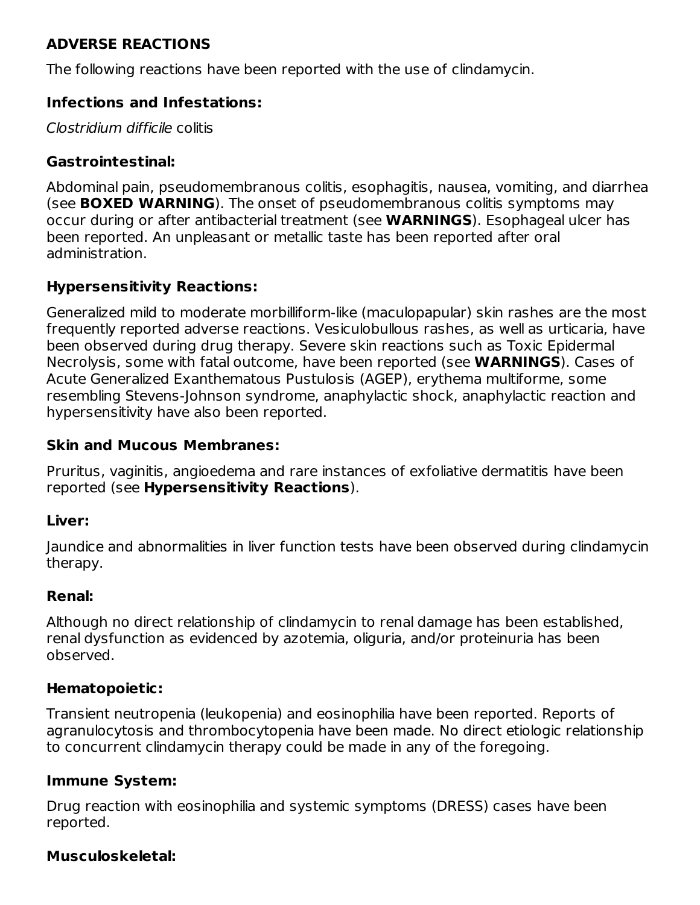## ADVERSE REACTIONS

The following reactions have been reported with the use of clindamycin.

### Infections and Infestations:

*Clostridium difficile* colitis

### Gastrointestinal:

Abdominal pain, pseudomembranous colitis, esophagitis, nausea, vomiting, and diarrhea (see **BOXED WARNING**). The onset of pseudomembranous colitis symptoms may occur during or after antibacterial treatment (see **WARNINGS**). Esophageal ulcer has been reported. An unpleasant or metallic taste has been reported after oral administration.

### Hypersensitivity Reactions:

Generalized mild to moderate morbilliform-like (maculopapular) skin rashes are the most frequently reported adverse reactions. Vesiculobullous rashes, as well as urticaria, have been observed during drug therapy. Severe skin reactions such as Toxic Epidermal Necrolysis, some with fatal outcome, have been reported (see **WARNINGS**). Cases of Acute Generalized Exanthematous Pustulosis (AGEP), erythema multiforme, some resembling Stevens-Johnson syndrome, anaphylactic shock, anaphylactic reaction and hypersensitivity have also been reported.

### Skin and Mucous Membranes:

Pruritus, vaginitis, angioedema and rare instances of exfoliative dermatitis have been reported (see **Hypersensitivity Reactions**).

### Liver:

Jaundice and abnormalities in liver function tests have been observed during clindamycin therapy.

### Renal:

Although no direct relationship of clindamycin to renal damage has been established, renal dysfunction as evidenced by azotemia, oliguria, and/or proteinuria has been observed.

### Hematopoietic:

Transient neutropenia (leukopenia) and eosinophilia have been reported. Reports of agranulocytosis and thrombocytopenia have been made. No direct etiologic relationship to concurrent clindamycin therapy could be made in any of the foregoing.

### Immune System:

Drug reaction with eosinophilia and systemic symptoms (DRESS) cases have been reported.

### Musculoskeletal: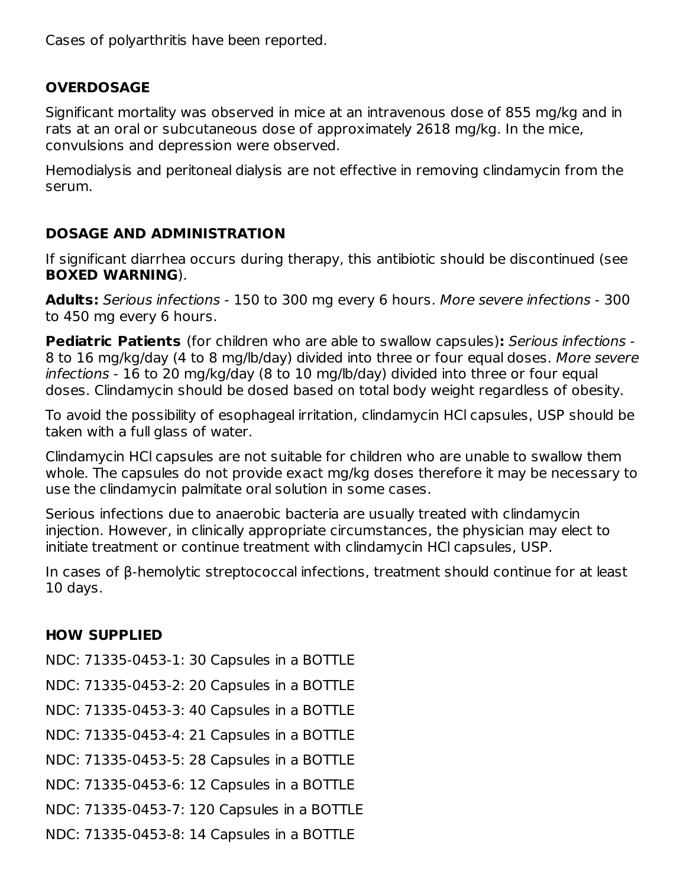Cases of polyarthritis have been reported.

## OVERDOSAGE

Significant mortality was observed in mice at an intravenous dose of 855 mg/kg and in rats at an oral or subcutaneous dose of approximately 2618 mg/kg. In the mice, convulsions and depression were observed.

Hemodialysis and peritoneal dialysis are not effective in removing clindamycin from the serum.

## DOSAGE AND ADMINISTRATION

If significant diarrhea occurs during therapy, this antibiotic should be discontinued (see **BOXED WARNING**).

**Adults:** *Serious infections* - 150 to 300 mg every 6 hours. *More severe infections* - 300 to 450 mg every 6 hours.

**Pediatric Patients** (for children who are able to swallow capsules)**:** *Serious infections* - 8 to 16 mg/kg/day (4 to 8 mg/lb/day) divided into three or four equal doses. *More severe infections* - 16 to 20 mg/kg/day (8 to 10 mg/lb/day) divided into three or four equal doses. Clindamycin should be dosed based on total body weight regardless of obesity.

To avoid the possibility of esophageal irritation, clindamycin HCl capsules, USP should be taken with a full glass of water.

Clindamycin HCl capsules are not suitable for children who are unable to swallow them whole. The capsules do not provide exact mg/kg doses therefore it may be necessary to use the clindamycin palmitate oral solution in some cases.

Serious infections due to anaerobic bacteria are usually treated with clindamycin injection. However, in clinically appropriate circumstances, the physician may elect to initiate treatment or continue treatment with clindamycin HCl capsules, USP.

In cases of β-hemolytic streptococcal infections, treatment should continue for at least 10 days.

## HOW SUPPLIED

NDC: 71335-0453-1: 30 Capsules in a BOTTLE

NDC: 71335-0453-2: 20 Capsules in a BOTTLE

NDC: 71335-0453-3: 40 Capsules in a BOTTLE

NDC: 71335-0453-4: 21 Capsules in a BOTTLE

NDC: 71335-0453-5: 28 Capsules in a BOTTLE

NDC: 71335-0453-6: 12 Capsules in a BOTTLE

NDC: 71335-0453-7: 120 Capsules in a BOTTLE

NDC: 71335-0453-8: 14 Capsules in a BOTTLE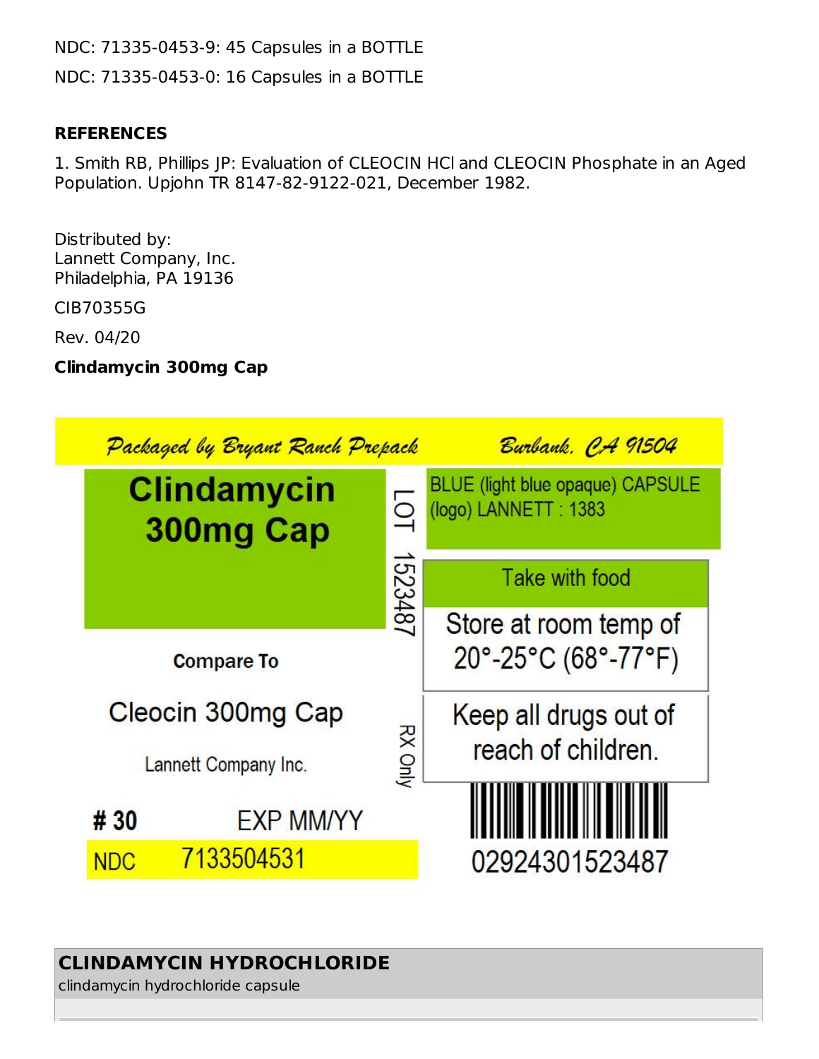NDC: 71335-0453-9: 45 Capsules in a BOTTLE

NDC: 71335-0453-0: 16 Capsules in a BOTTLE

**REFERENCES**

1. Smith RB, Phillips JP: Evaluation of CLEOCIN HCl and CLEOCIN Phosphate in an Aged Population. Upjohn TR 8147-82-9122-021, December 1982.

Distributed by:
Lannett Company, Inc.
Philadelphia, PA 19136

CIB70355G

Rev. 04/20

**Clindamycin 300mg Cap**

Packaged by Bryant Ranch Prepack Burbank, CA 91504

**Clindamycin 300mg Cap**

LOT 1523487

BLUE (light blue opaque) CAPSULE (logo) LANNETT : 1383

Take with food

Store at room temp of 20°-25°C (68°-77°F)

**Compare To**

Cleocin 300mg Cap

Lannett Company Inc.

RX Only

Keep all drugs out of reach of children.

**# 30** EXP MM/YY

NDC 7133504531

02924301523487

**CLINDAMYCIN HYDROCHLORIDE**

clindamycin hydrochloride capsule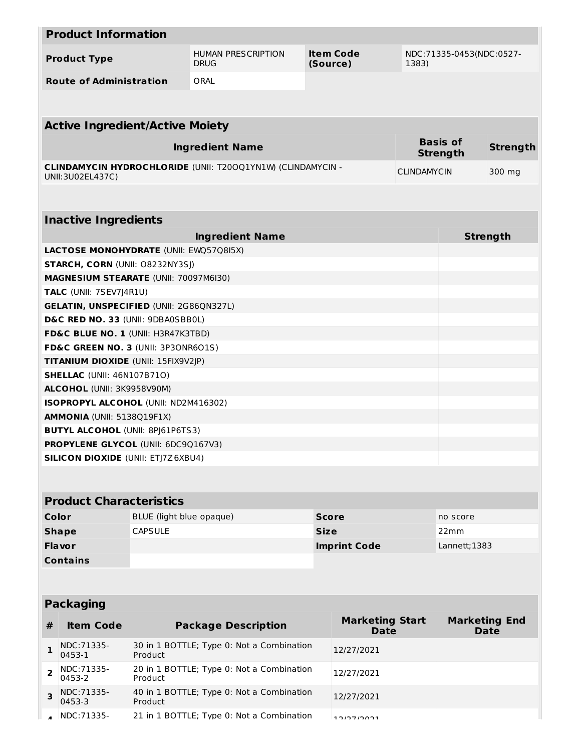## Product Information

| Product Type | HUMAN PRESCRIPTION DRUG | Item Code (Source) | NDC:71335-0453(NDC:0527-1383) |
|---|---|---|---|
| Route of Administration | ORAL | | |

## Active Ingredient/Active Moiety

| Ingredient Name | Basis of Strength | Strength |
|---|---|---|
| **CLINDAMYCIN HYDROCHLORIDE** (UNII: T20OQ1YN1W) (CLINDAMYCIN - UNII:3U02EL437C) | CLINDAMYCIN | 300 mg |

## Inactive Ingredients

| Ingredient Name | Strength |
|---|---|
| **LACTOSE MONOHYDRATE** (UNII: EWQ57Q8I5X) | |
| **STARCH, CORN** (UNII: O8232NY3SJ) | |
| **MAGNESIUM STEARATE** (UNII: 70097M6I30) | |
| **TALC** (UNII: 7SEV7J4R1U) | |
| **GELATIN, UNSPECIFIED** (UNII: 2G86QN327L) | |
| **D&C RED NO. 33** (UNII: 9DBA0SBB0L) | |
| **FD&C BLUE NO. 1** (UNII: H3R47K3TBD) | |
| **FD&C GREEN NO. 3** (UNII: 3P3ONR6O1S) | |
| **TITANIUM DIOXIDE** (UNII: 15FIX9V2JP) | |
| **SHELLAC** (UNII: 46N107B71O) | |
| **ALCOHOL** (UNII: 3K9958V90M) | |
| **ISOPROPYL ALCOHOL** (UNII: ND2M416302) | |
| **AMMONIA** (UNII: 5138Q19F1X) | |
| **BUTYL ALCOHOL** (UNII: 8PJ61P6TS3) | |
| **PROPYLENE GLYCOL** (UNII: 6DC9Q167V3) | |
| **SILICON DIOXIDE** (UNII: ETJ7Z6XBU4) | |

## Product Characteristics

| Color | BLUE (light blue opaque) | Score | no score |
|---|---|---|---|
| Shape | CAPSULE | Size | 22mm |
| Flavor | | Imprint Code | Lannett;1383 |
| Contains | | | |

## Packaging

| # | Item Code | Package Description | Marketing Start Date | Marketing End Date |
|---|---|---|---|---|
| 1 | NDC:71335-0453-1 | 30 in 1 BOTTLE; Type 0: Not a Combination Product | 12/27/2021 | |
| 2 | NDC:71335-0453-2 | 20 in 1 BOTTLE; Type 0: Not a Combination Product | 12/27/2021 | |
| 3 | NDC:71335-0453-3 | 40 in 1 BOTTLE; Type 0: Not a Combination Product | 12/27/2021 | |
| 4 | NDC:71335- | 21 in 1 BOTTLE; Type 0: Not a Combination | 12/27/2021 | |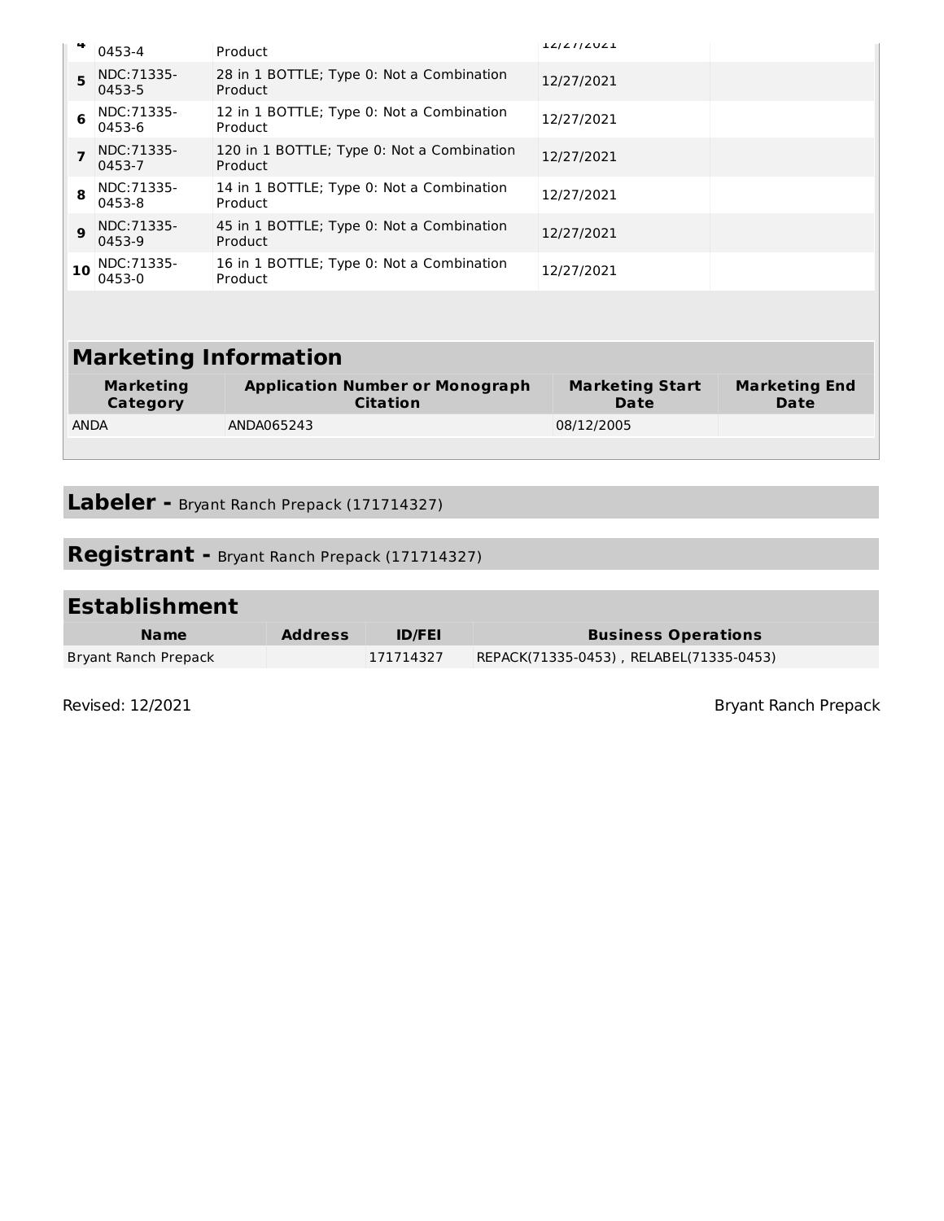| | | | | |
|---|---|---|---|---|
| 4 | NDC:71335-0453-4 | Product | 12/27/2021 | |
| 5 | NDC:71335-0453-5 | 28 in 1 BOTTLE; Type 0: Not a Combination Product | 12/27/2021 | |
| 6 | NDC:71335-0453-6 | 12 in 1 BOTTLE; Type 0: Not a Combination Product | 12/27/2021 | |
| 7 | NDC:71335-0453-7 | 120 in 1 BOTTLE; Type 0: Not a Combination Product | 12/27/2021 | |
| 8 | NDC:71335-0453-8 | 14 in 1 BOTTLE; Type 0: Not a Combination Product | 12/27/2021 | |
| 9 | NDC:71335-0453-9 | 45 in 1 BOTTLE; Type 0: Not a Combination Product | 12/27/2021 | |
| 10 | NDC:71335-0453-0 | 16 in 1 BOTTLE; Type 0: Not a Combination Product | 12/27/2021 | |

## Marketing Information

| Marketing Category | Application Number or Monograph Citation | Marketing Start Date | Marketing End Date |
|---|---|---|---|
| ANDA | ANDA065243 | 08/12/2005 | |

## Labeler - Bryant Ranch Prepack (171714327)

## Registrant - Bryant Ranch Prepack (171714327)

## Establishment

| Name | Address | ID/FEI | Business Operations |
|---|---|---|---|
| Bryant Ranch Prepack | | 171714327 | REPACK(71335-0453) , RELABEL(71335-0453) |

Revised: 12/2021

Bryant Ranch Prepack